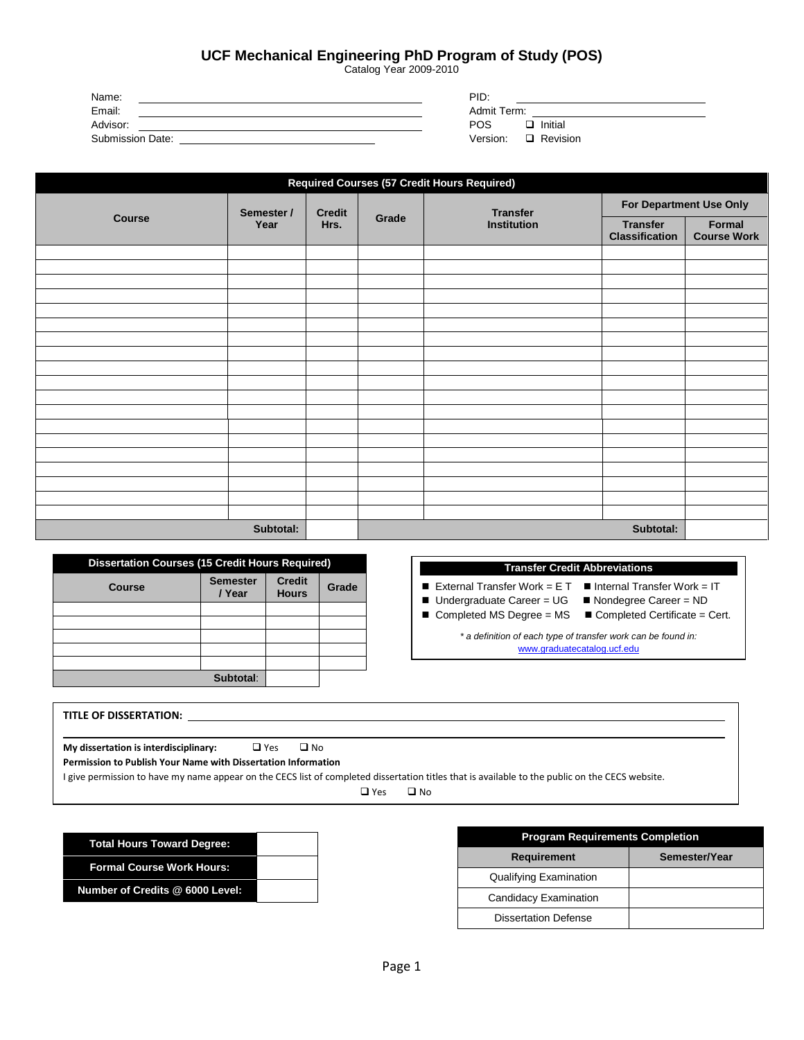# UCF Mechanical Engineering PhD Program of Study (POS)

Catalog Year 2009-2010

Name: ______________________________

Email: ______________________________

Advisor: ______________________________

Submission Date: ______________________________

PID: ______________________________

Admit Term: ______________________________

POS Version: ❑ Initial ❑ Revision

| Required Courses (57 Credit Hours Required) | | | | | | |
|---|---|---|---|---|---|---|
| Course | Semester / Year | Credit Hrs. | Grade | Transfer Institution | For Department Use Only | |
| | | | | | Transfer Classification | Formal Course Work |
| | | | | | | |
| | | | | | | |
| | | | | | | |
| | | | | | | |
| | | | | | | |
| | | | | | | |
| | | | | | | |
| | | | | | | |
| | | | | | | |
| | | | | | | |
| | | | | | | |
| | | | | | | |
| | | | | | | |
| | | | | | | |
| | | | | | | |
| | | | | | | |
| | | | | | | |
| | | | | | | |
| | | | | | | |
| Subtotal: | | | | | Subtotal: | |

| Dissertation Courses (15 Credit Hours Required) | | | |
|---|---|---|---|
| Course | Semester / Year | Credit Hours | Grade |
| | | | |
| | | | |
| | | | |
| | | | |
| | | | |
| Subtotal: | | | |

| Transfer Credit Abbreviations | |
|---|---|
| ■ External Transfer Work = E T | ■ Internal Transfer Work = IT |
| ■ Undergraduate Career = UG | ■ Nondegree Career = ND |
| ■ Completed MS Degree = MS | ■ Completed Certificate = Cert. |

*\* a definition of each type of transfer work can be found in:* www.graduatecatalog.ucf.edu

**TITLE OF DISSERTATION:** ______________________________

**My dissertation is interdisciplinary:** ❑ Yes ❑ No

**Permission to Publish Your Name with Dissertation Information**

I give permission to have my name appear on the CECS list of completed dissertation titles that is available to the public on the CECS website.

❑ Yes ❑ No

| | |
|---|---|
| **Total Hours Toward Degree:** | |
| **Formal Course Work Hours:** | |
| **Number of Credits @ 6000 Level:** | |

| Program Requirements Completion | |
|---|---|
| Requirement | Semester/Year |
| Qualifying Examination | |
| Candidacy Examination | |
| Dissertation Defense | |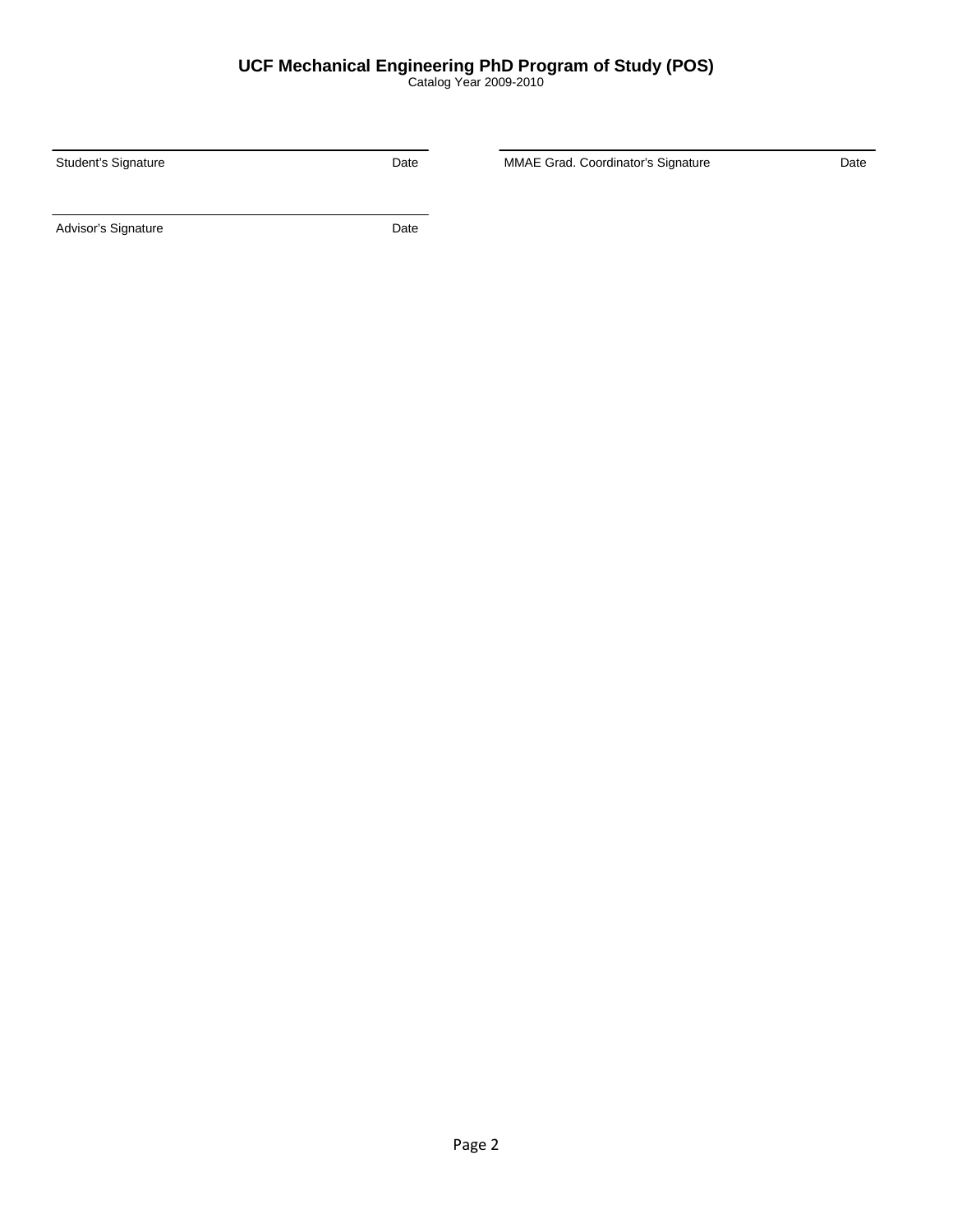# UCF Mechanical Engineering PhD Program of Study (POS)

Catalog Year 2009-2010

| | | | |
|---|---|---|---|
| Student's Signature | Date | MMAE Grad. Coordinator's Signature | Date |
| Advisor's Signature | Date | | |